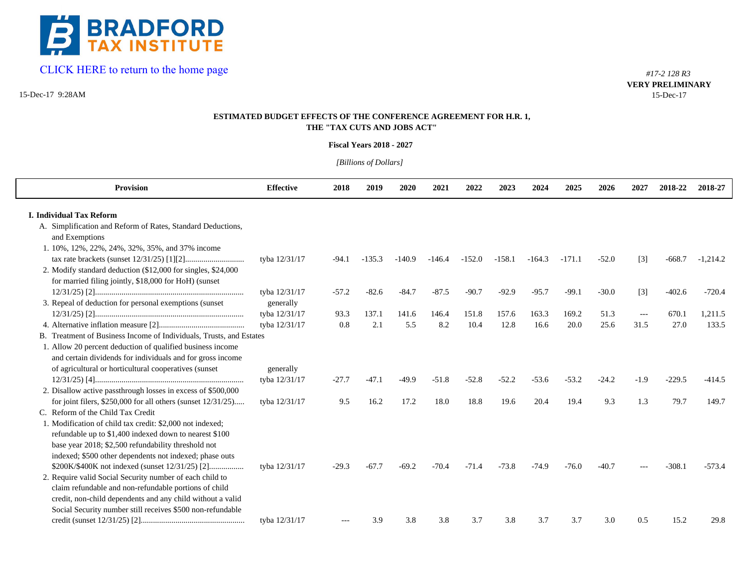BRADFORD TAX INSTITUTE

CLICK HERE to return to the home page

15-Dec-17 9:28AM

*#17-2 128 R3*
**VERY PRELIMINARY**
15-Dec-17

**ESTIMATED BUDGET EFFECTS OF THE CONFERENCE AGREEMENT FOR H.R. 1, THE "TAX CUTS AND JOBS ACT"**

**Fiscal Years 2018 - 2027**

*[Billions of Dollars]*

| Provision | Effective | 2018 | 2019 | 2020 | 2021 | 2022 | 2023 | 2024 | 2025 | 2026 | 2027 | 2018-22 | 2018-27 |
|---|---|---|---|---|---|---|---|---|---|---|---|---|---|
| **I. Individual Tax Reform** | | | | | | | | | | | | | |
| A. Simplification and Reform of Rates, Standard Deductions, and Exemptions | | | | | | | | | | | | | |
| 1. 10%, 12%, 22%, 24%, 32%, 35%, and 37% income tax rate brackets (sunset 12/31/25) [1][2]............................ | tyba 12/31/17 | -94.1 | -135.3 | -140.9 | -146.4 | -152.0 | -158.1 | -164.3 | -171.1 | -52.0 | [3] | -668.7 | -1,214.2 |
| 2. Modify standard deduction ($12,000 for singles, $24,000 for married filing jointly, $18,000 for HoH) (sunset 12/31/25) [2]......................................................................... | tyba 12/31/17 | -57.2 | -82.6 | -84.7 | -87.5 | -90.7 | -92.9 | -95.7 | -99.1 | -30.0 | [3] | -402.6 | -720.4 |
| 3. Repeal of deduction for personal exemptions (sunset 12/31/25) [2]......................................................................... | generally tyba 12/31/17 | 93.3 | 137.1 | 141.6 | 146.4 | 151.8 | 157.6 | 163.3 | 169.2 | 51.3 | --- | 670.1 | 1,211.5 |
| 4. Alternative inflation measure [2].......................................... | tyba 12/31/17 | 0.8 | 2.1 | 5.5 | 8.2 | 10.4 | 12.8 | 16.6 | 20.0 | 25.6 | 31.5 | 27.0 | 133.5 |
| B. Treatment of Business Income of Individuals, Trusts, and Estates | | | | | | | | | | | | | |
| 1. Allow 20 percent deduction of qualified business income and certain dividends for individuals and for gross income of agricultural or horticultural cooperatives (sunset 12/31/25) [4]......................................................................... | generally tyba 12/31/17 | -27.7 | -47.1 | -49.9 | -51.8 | -52.8 | -52.2 | -53.6 | -53.2 | -24.2 | -1.9 | -229.5 | -414.5 |
| 2. Disallow active passthrough losses in excess of $500,000 for joint filers, $250,000 for all others (sunset 12/31/25)..... | tyba 12/31/17 | 9.5 | 16.2 | 17.2 | 18.0 | 18.8 | 19.6 | 20.4 | 19.4 | 9.3 | 1.3 | 79.7 | 149.7 |
| C. Reform of the Child Tax Credit | | | | | | | | | | | | | |
| 1. Modification of child tax credit: $2,000 not indexed; refundable up to $1,400 indexed down to nearest $100 base year 2018; $2,500 refundability threshold not indexed; $500 other dependents not indexed; phase outs $200K/$400K not indexed (sunset 12/31/25) [2]................ | tyba 12/31/17 | -29.3 | -67.7 | -69.2 | -70.4 | -71.4 | -73.8 | -74.9 | -76.0 | -40.7 | --- | -308.1 | -573.4 |
| 2. Require valid Social Security number of each child to claim refundable and non-refundable portions of child credit, non-child dependents and any child without a valid Social Security number still receives $500 non-refundable credit (sunset 12/31/25) [2].................................................. | tyba 12/31/17 | --- | 3.9 | 3.8 | 3.8 | 3.7 | 3.8 | 3.7 | 3.7 | 3.0 | 0.5 | 15.2 | 29.8 |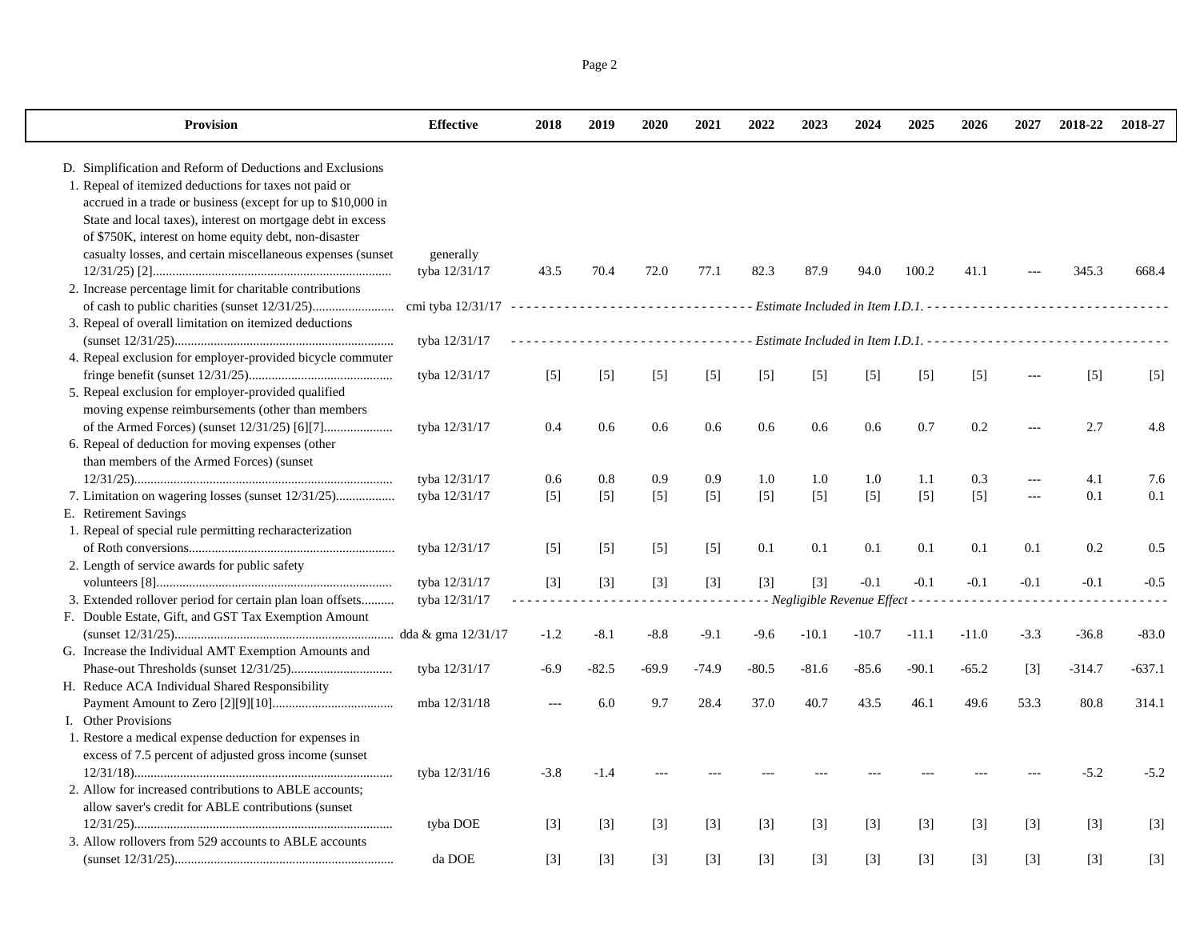| Provision | Effective | 2018 | 2019 | 2020 | 2021 | 2022 | 2023 | 2024 | 2025 | 2026 | 2027 | 2018-22 | 2018-27 |
|---|---|---|---|---|---|---|---|---|---|---|---|---|---|
| D. Simplification and Reform of Deductions and Exclusions | | | | | | | | | | | | | |
| 1. Repeal of itemized deductions for taxes not paid or accrued in a trade or business (except for up to $10,000 in State and local taxes), interest on mortgage debt in excess of $750K, interest on home equity debt, non-disaster casualty losses, and certain miscellaneous expenses (sunset 12/31/25) [2] | generally tyba 12/31/17 | 43.5 | 70.4 | 72.0 | 77.1 | 82.3 | 87.9 | 94.0 | 100.2 | 41.1 | --- | 345.3 | 668.4 |
| 2. Increase percentage limit for charitable contributions of cash to public charities (sunset 12/31/25) | cmi tyba 12/31/17 | *Estimate Included in Item I.D.1.* | | | | | | | | | | | |
| 3. Repeal of overall limitation on itemized deductions (sunset 12/31/25) | tyba 12/31/17 | *Estimate Included in Item I.D.1.* | | | | | | | | | | | |
| 4. Repeal exclusion for employer-provided bicycle commuter fringe benefit (sunset 12/31/25) | tyba 12/31/17 | [5] | [5] | [5] | [5] | [5] | [5] | [5] | [5] | [5] | --- | [5] | [5] |
| 5. Repeal exclusion for employer-provided qualified moving expense reimbursements (other than members of the Armed Forces) (sunset 12/31/25) [6][7] | tyba 12/31/17 | 0.4 | 0.6 | 0.6 | 0.6 | 0.6 | 0.6 | 0.6 | 0.7 | 0.2 | --- | 2.7 | 4.8 |
| 6. Repeal of deduction for moving expenses (other than members of the Armed Forces) (sunset 12/31/25) | tyba 12/31/17 | 0.6 | 0.8 | 0.9 | 0.9 | 1.0 | 1.0 | 1.0 | 1.1 | 0.3 | --- | 4.1 | 7.6 |
| 7. Limitation on wagering losses (sunset 12/31/25) | tyba 12/31/17 | [5] | [5] | [5] | [5] | [5] | [5] | [5] | [5] | [5] | --- | 0.1 | 0.1 |
| E. Retirement Savings | | | | | | | | | | | | | |
| 1. Repeal of special rule permitting recharacterization of Roth conversions | tyba 12/31/17 | [5] | [5] | [5] | [5] | 0.1 | 0.1 | 0.1 | 0.1 | 0.1 | 0.1 | 0.2 | 0.5 |
| 2. Length of service awards for public safety volunteers [8] | tyba 12/31/17 | [3] | [3] | [3] | [3] | [3] | [3] | -0.1 | -0.1 | -0.1 | -0.1 | -0.1 | -0.5 |
| 3. Extended rollover period for certain plan loan offsets | tyba 12/31/17 | *Negligible Revenue Effect* | | | | | | | | | | | |
| F. Double Estate, Gift, and GST Tax Exemption Amount (sunset 12/31/25) | dda & gma 12/31/17 | -1.2 | -8.1 | -8.8 | -9.1 | -9.6 | -10.1 | -10.7 | -11.1 | -11.0 | -3.3 | -36.8 | -83.0 |
| G. Increase the Individual AMT Exemption Amounts and Phase-out Thresholds (sunset 12/31/25) | tyba 12/31/17 | -6.9 | -82.5 | -69.9 | -74.9 | -80.5 | -81.6 | -85.6 | -90.1 | -65.2 | [3] | -314.7 | -637.1 |
| H. Reduce ACA Individual Shared Responsibility Payment Amount to Zero [2][9][10] | mba 12/31/18 | --- | 6.0 | 9.7 | 28.4 | 37.0 | 40.7 | 43.5 | 46.1 | 49.6 | 53.3 | 80.8 | 314.1 |
| I. Other Provisions | | | | | | | | | | | | | |
| 1. Restore a medical expense deduction for expenses in excess of 7.5 percent of adjusted gross income (sunset 12/31/18) | tyba 12/31/16 | -3.8 | -1.4 | --- | --- | --- | --- | --- | --- | --- | --- | -5.2 | -5.2 |
| 2. Allow for increased contributions to ABLE accounts; allow saver's credit for ABLE contributions (sunset 12/31/25) | tyba DOE | [3] | [3] | [3] | [3] | [3] | [3] | [3] | [3] | [3] | [3] | [3] | [3] |
| 3. Allow rollovers from 529 accounts to ABLE accounts (sunset 12/31/25) | da DOE | [3] | [3] | [3] | [3] | [3] | [3] | [3] | [3] | [3] | [3] | [3] | [3] |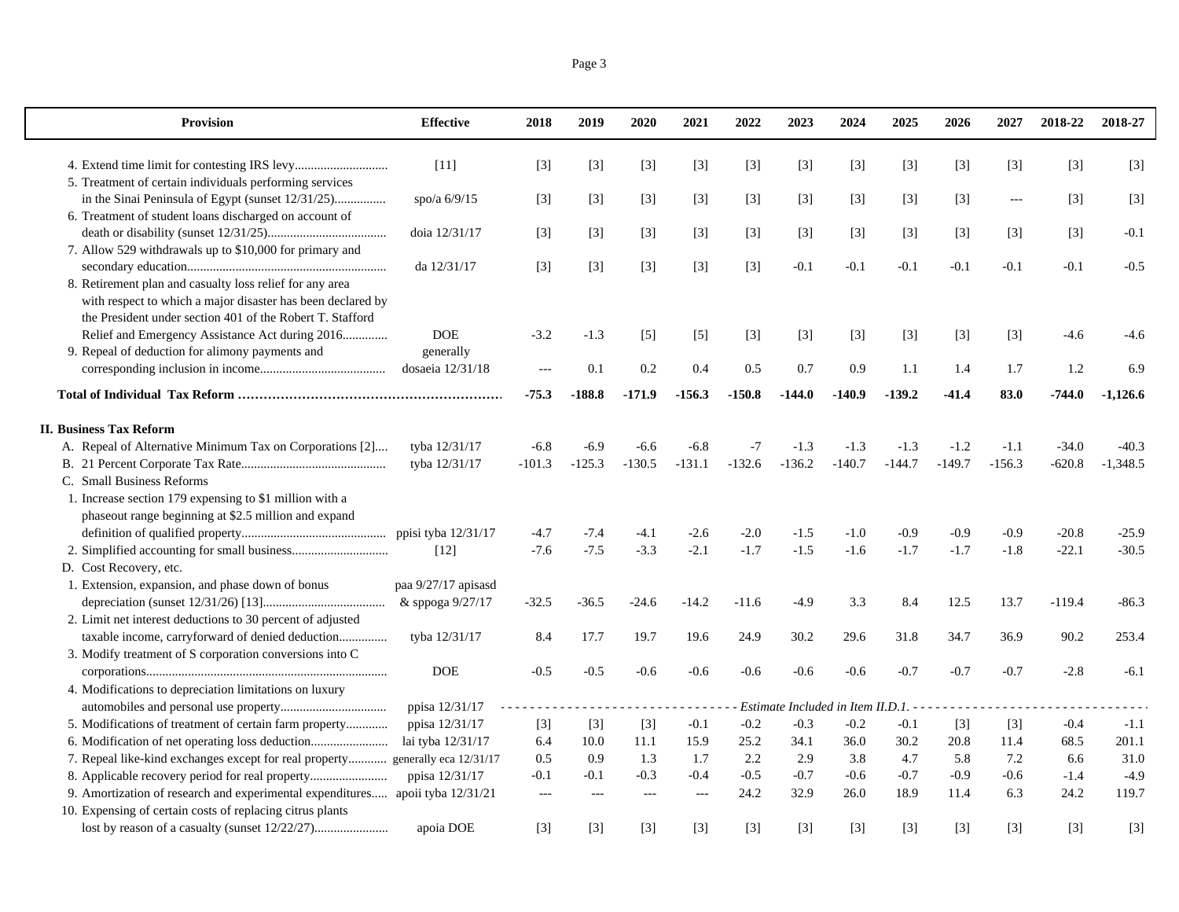| Provision | Effective | 2018 | 2019 | 2020 | 2021 | 2022 | 2023 | 2024 | 2025 | 2026 | 2027 | 2018-22 | 2018-27 |
|---|---|---|---|---|---|---|---|---|---|---|---|---|---|
| 4. Extend time limit for contesting IRS levy............................ | [11] | [3] | [3] | [3] | [3] | [3] | [3] | [3] | [3] | [3] | [3] | [3] | [3] |
| 5. Treatment of certain individuals performing services in the Sinai Peninsula of Egypt (sunset 12/31/25)................ | spo/a 6/9/15 | [3] | [3] | [3] | [3] | [3] | [3] | [3] | [3] | [3] | --- | [3] | [3] |
| 6. Treatment of student loans discharged on account of death or disability (sunset 12/31/25)..................................... | doia 12/31/17 | [3] | [3] | [3] | [3] | [3] | [3] | [3] | [3] | [3] | [3] | [3] | -0.1 |
| 7. Allow 529 withdrawals up to $10,000 for primary and secondary education............................................................. | da 12/31/17 | [3] | [3] | [3] | [3] | [3] | -0.1 | -0.1 | -0.1 | -0.1 | -0.1 | -0.1 | -0.5 |
| 8. Retirement plan and casualty loss relief for any area with respect to which a major disaster has been declared by the President under section 401 of the Robert T. Stafford Relief and Emergency Assistance Act during 2016............. | DOE | -3.2 | -1.3 | [5] | [5] | [3] | [3] | [3] | [3] | [3] | [3] | -4.6 | -4.6 |
| 9. Repeal of deduction for alimony payments and corresponding inclusion in income....................................... | generally dosaeia 12/31/18 | --- | 0.1 | 0.2 | 0.4 | 0.5 | 0.7 | 0.9 | 1.1 | 1.4 | 1.7 | 1.2 | 6.9 |
| **Total of Individual Tax Reform ………………………………………………………** | | **-75.3** | **-188.8** | **-171.9** | **-156.3** | **-150.8** | **-144.0** | **-140.9** | **-139.2** | **-41.4** | **83.0** | **-744.0** | **-1,126.6** |
| **II. Business Tax Reform** | | | | | | | | | | | | | |
| A. Repeal of Alternative Minimum Tax on Corporations [2].... | tyba 12/31/17 | -6.8 | -6.9 | -6.6 | -6.8 | -7 | -1.3 | -1.3 | -1.3 | -1.2 | -1.1 | -34.0 | -40.3 |
| B. 21 Percent Corporate Tax Rate............................................ | tyba 12/31/17 | -101.3 | -125.3 | -130.5 | -131.1 | -132.6 | -136.2 | -140.7 | -144.7 | -149.7 | -156.3 | -620.8 | -1,348.5 |
| C. Small Business Reforms | | | | | | | | | | | | | |
| 1. Increase section 179 expensing to $1 million with a phaseout range beginning at $2.5 million and expand definition of qualified property............................................. | ppisi tyba 12/31/17 | -4.7 | -7.4 | -4.1 | -2.6 | -2.0 | -1.5 | -1.0 | -0.9 | -0.9 | -0.9 | -20.8 | -25.9 |
| 2. Simplified accounting for small business............................. | [12] | -7.6 | -7.5 | -3.3 | -2.1 | -1.7 | -1.5 | -1.6 | -1.7 | -1.7 | -1.8 | -22.1 | -30.5 |
| D. Cost Recovery, etc. | | | | | | | | | | | | | |
| 1. Extension, expansion, and phase down of bonus depreciation (sunset 12/31/26) [13]...................................... | paa 9/27/17 apisasd & sppoga 9/27/17 | -32.5 | -36.5 | -24.6 | -14.2 | -11.6 | -4.9 | 3.3 | 8.4 | 12.5 | 13.7 | -119.4 | -86.3 |
| 2. Limit net interest deductions to 30 percent of adjusted taxable income, carryforward of denied deduction............... | tyba 12/31/17 | 8.4 | 17.7 | 19.7 | 19.6 | 24.9 | 30.2 | 29.6 | 31.8 | 34.7 | 36.9 | 90.2 | 253.4 |
| 3. Modify treatment of S corporation conversions into C corporations.......................................................................... | DOE | -0.5 | -0.5 | -0.6 | -0.6 | -0.6 | -0.6 | -0.6 | -0.7 | -0.7 | -0.7 | -2.8 | -6.1 |
| 4. Modifications to depreciation limitations on luxury automobiles and personal use property................................ | ppisa 12/31/17 | - - - - - - - - - - - - - - - - Estimate Included in Item II.D.1. - - - - - - - - - - - - - - - - | | | | | | | | | | | |
| 5. Modifications of treatment of certain farm property............. | ppisa 12/31/17 | [3] | [3] | [3] | -0.1 | -0.2 | -0.3 | -0.2 | -0.1 | [3] | [3] | -0.4 | -1.1 |
| 6. Modification of net operating loss deduction........................ | lai tyba 12/31/17 | 6.4 | 10.0 | 11.1 | 15.9 | 25.2 | 34.1 | 36.0 | 30.2 | 20.8 | 11.4 | 68.5 | 201.1 |
| 7. Repeal like-kind exchanges except for real property............ | generally eca 12/31/17 | 0.5 | 0.9 | 1.3 | 1.7 | 2.2 | 2.9 | 3.8 | 4.7 | 5.8 | 7.2 | 6.6 | 31.0 |
| 8. Applicable recovery period for real property........................ | ppisa 12/31/17 | -0.1 | -0.1 | -0.3 | -0.4 | -0.5 | -0.7 | -0.6 | -0.7 | -0.9 | -0.6 | -1.4 | -4.9 |
| 9. Amortization of research and experimental expenditures..... | apoii tyba 12/31/21 | --- | --- | --- | --- | 24.2 | 32.9 | 26.0 | 18.9 | 11.4 | 6.3 | 24.2 | 119.7 |
| 10. Expensing of certain costs of replacing citrus plants lost by reason of a casualty (sunset 12/22/27)....................... | apoia DOE | [3] | [3] | [3] | [3] | [3] | [3] | [3] | [3] | [3] | [3] | [3] | [3] |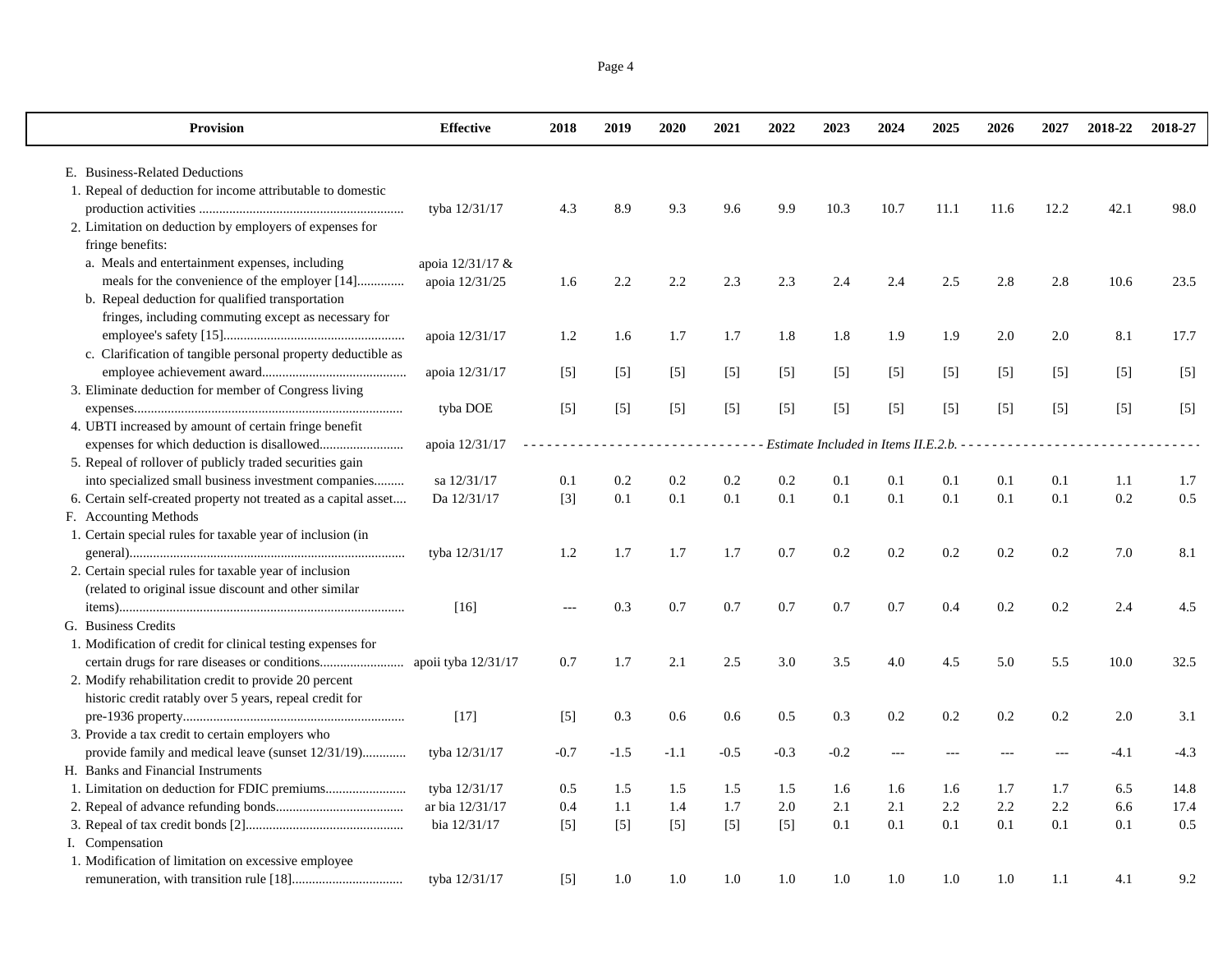| Provision | Effective | 2018 | 2019 | 2020 | 2021 | 2022 | 2023 | 2024 | 2025 | 2026 | 2027 | 2018-22 | 2018-27 |
|---|---|---|---|---|---|---|---|---|---|---|---|---|---|
| E. Business-Related Deductions | | | | | | | | | | | | | |
| 1. Repeal of deduction for income attributable to domestic production activities | tyba 12/31/17 | 4.3 | 8.9 | 9.3 | 9.6 | 9.9 | 10.3 | 10.7 | 11.1 | 11.6 | 12.2 | 42.1 | 98.0 |
| 2. Limitation on deduction by employers of expenses for fringe benefits: | | | | | | | | | | | | | |
| a. Meals and entertainment expenses, including meals for the convenience of the employer [14] | apoia 12/31/17 & apoia 12/31/25 | 1.6 | 2.2 | 2.2 | 2.3 | 2.3 | 2.4 | 2.4 | 2.5 | 2.8 | 2.8 | 10.6 | 23.5 |
| b. Repeal deduction for qualified transportation fringes, including commuting except as necessary for employee's safety [15] | apoia 12/31/17 | 1.2 | 1.6 | 1.7 | 1.7 | 1.8 | 1.8 | 1.9 | 1.9 | 2.0 | 2.0 | 8.1 | 17.7 |
| c. Clarification of tangible personal property deductible as employee achievement award | apoia 12/31/17 | [5] | [5] | [5] | [5] | [5] | [5] | [5] | [5] | [5] | [5] | [5] | [5] |
| 3. Eliminate deduction for member of Congress living expenses | tyba DOE | [5] | [5] | [5] | [5] | [5] | [5] | [5] | [5] | [5] | [5] | [5] | [5] |
| 4. UBTI increased by amount of certain fringe benefit expenses for which deduction is disallowed | apoia 12/31/17 | *Estimate Included in Items II.E.2.b.* | | | | | | | | | | | |
| 5. Repeal of rollover of publicly traded securities gain into specialized small business investment companies | sa 12/31/17 | 0.1 | 0.2 | 0.2 | 0.2 | 0.2 | 0.1 | 0.1 | 0.1 | 0.1 | 0.1 | 1.1 | 1.7 |
| 6. Certain self-created property not treated as a capital asset | Da 12/31/17 | [3] | 0.1 | 0.1 | 0.1 | 0.1 | 0.1 | 0.1 | 0.1 | 0.1 | 0.1 | 0.2 | 0.5 |
| F. Accounting Methods | | | | | | | | | | | | | |
| 1. Certain special rules for taxable year of inclusion (in general) | tyba 12/31/17 | 1.2 | 1.7 | 1.7 | 1.7 | 0.7 | 0.2 | 0.2 | 0.2 | 0.2 | 0.2 | 7.0 | 8.1 |
| 2. Certain special rules for taxable year of inclusion (related to original issue discount and other similar items) | [16] | --- | 0.3 | 0.7 | 0.7 | 0.7 | 0.7 | 0.7 | 0.4 | 0.2 | 0.2 | 2.4 | 4.5 |
| G. Business Credits | | | | | | | | | | | | | |
| 1. Modification of credit for clinical testing expenses for certain drugs for rare diseases or conditions | apoii tyba 12/31/17 | 0.7 | 1.7 | 2.1 | 2.5 | 3.0 | 3.5 | 4.0 | 4.5 | 5.0 | 5.5 | 10.0 | 32.5 |
| 2. Modify rehabilitation credit to provide 20 percent historic credit ratably over 5 years, repeal credit for pre-1936 property | [17] | [5] | 0.3 | 0.6 | 0.6 | 0.5 | 0.3 | 0.2 | 0.2 | 0.2 | 0.2 | 2.0 | 3.1 |
| 3. Provide a tax credit to certain employers who provide family and medical leave (sunset 12/31/19) | tyba 12/31/17 | -0.7 | -1.5 | -1.1 | -0.5 | -0.3 | -0.2 | --- | --- | --- | --- | -4.1 | -4.3 |
| H. Banks and Financial Instruments | | | | | | | | | | | | | |
| 1. Limitation on deduction for FDIC premiums | tyba 12/31/17 | 0.5 | 1.5 | 1.5 | 1.5 | 1.5 | 1.6 | 1.6 | 1.6 | 1.7 | 1.7 | 6.5 | 14.8 |
| 2. Repeal of advance refunding bonds | ar bia 12/31/17 | 0.4 | 1.1 | 1.4 | 1.7 | 2.0 | 2.1 | 2.1 | 2.2 | 2.2 | 2.2 | 6.6 | 17.4 |
| 3. Repeal of tax credit bonds [2] | bia 12/31/17 | [5] | [5] | [5] | [5] | [5] | 0.1 | 0.1 | 0.1 | 0.1 | 0.1 | 0.1 | 0.5 |
| I. Compensation | | | | | | | | | | | | | |
| 1. Modification of limitation on excessive employee remuneration, with transition rule [18] | tyba 12/31/17 | [5] | 1.0 | 1.0 | 1.0 | 1.0 | 1.0 | 1.0 | 1.0 | 1.0 | 1.1 | 4.1 | 9.2 |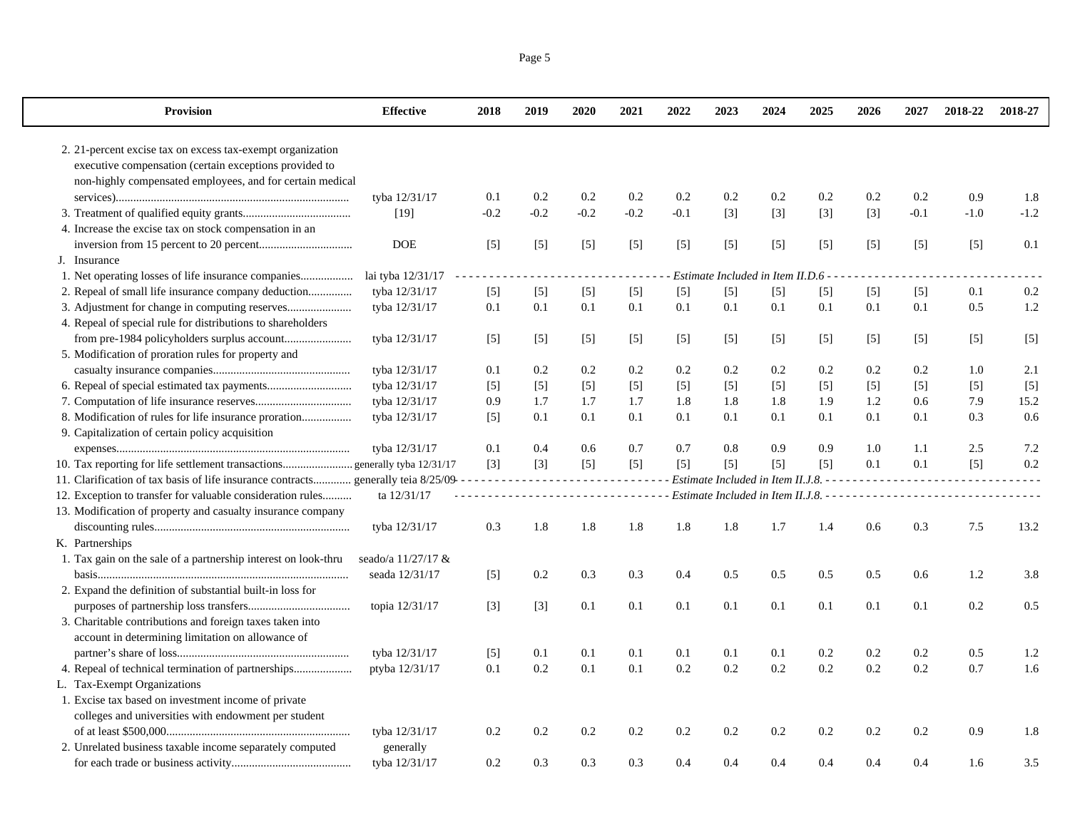| Provision | Effective | 2018 | 2019 | 2020 | 2021 | 2022 | 2023 | 2024 | 2025 | 2026 | 2027 | 2018-22 | 2018-27 |
|---|---|---|---|---|---|---|---|---|---|---|---|---|---|
| 2. 21-percent excise tax on excess tax-exempt organization executive compensation (certain exceptions provided to non-highly compensated employees, and for certain medical services)............................................................................... | tyba 12/31/17 | 0.1 | 0.2 | 0.2 | 0.2 | 0.2 | 0.2 | 0.2 | 0.2 | 0.2 | 0.2 | 0.9 | 1.8 |
| 3. Treatment of qualified equity grants.................................... | [19] | -0.2 | -0.2 | -0.2 | -0.2 | -0.1 | [3] | [3] | [3] | [3] | -0.1 | -1.0 | -1.2 |
| 4. Increase the excise tax on stock compensation in an inversion from 15 percent to 20 percent................................ | DOE | [5] | [5] | [5] | [5] | [5] | [5] | [5] | [5] | [5] | [5] | [5] | 0.1 |
| J. Insurance | | | | | | | | | | | | | |
| 1. Net operating losses of life insurance companies.................. | lai tyba 12/31/17 | - - - - - - - - - - - - - - - - - - - - - - - - - - - - - - - - *Estimate Included in Item II.D.6* - - - - - - - - - - - - - - - - - - - - - - - - - - - - - - - - | | | | | | | | | | | |
| 2. Repeal of small life insurance company deduction............... | tyba 12/31/17 | [5] | [5] | [5] | [5] | [5] | [5] | [5] | [5] | [5] | [5] | 0.1 | 0.2 |
| 3. Adjustment for change in computing reserves...................... | tyba 12/31/17 | 0.1 | 0.1 | 0.1 | 0.1 | 0.1 | 0.1 | 0.1 | 0.1 | 0.1 | 0.1 | 0.5 | 1.2 |
| 4. Repeal of special rule for distributions to shareholders from pre-1984 policyholders surplus account....................... | tyba 12/31/17 | [5] | [5] | [5] | [5] | [5] | [5] | [5] | [5] | [5] | [5] | [5] | [5] |
| 5. Modification of proration rules for property and casualty insurance companies.............................................. | tyba 12/31/17 | 0.1 | 0.2 | 0.2 | 0.2 | 0.2 | 0.2 | 0.2 | 0.2 | 0.2 | 0.2 | 1.0 | 2.1 |
| 6. Repeal of special estimated tax payments............................ | tyba 12/31/17 | [5] | [5] | [5] | [5] | [5] | [5] | [5] | [5] | [5] | [5] | [5] | [5] |
| 7. Computation of life insurance reserves................................ | tyba 12/31/17 | 0.9 | 1.7 | 1.7 | 1.7 | 1.8 | 1.8 | 1.8 | 1.9 | 1.2 | 0.6 | 7.9 | 15.2 |
| 8. Modification of rules for life insurance proration................. | tyba 12/31/17 | [5] | 0.1 | 0.1 | 0.1 | 0.1 | 0.1 | 0.1 | 0.1 | 0.1 | 0.1 | 0.3 | 0.6 |
| 9. Capitalization of certain policy acquisition expenses............................................................................... | tyba 12/31/17 | 0.1 | 0.4 | 0.6 | 0.7 | 0.7 | 0.8 | 0.9 | 0.9 | 1.0 | 1.1 | 2.5 | 7.2 |
| 10. Tax reporting for life settlement transactions........................ | generally tyba 12/31/17 | [3] | [3] | [5] | [5] | [5] | [5] | [5] | [5] | 0.1 | 0.1 | [5] | 0.2 |
| 11. Clarification of tax basis of life insurance contracts............ | generally teia 8/25/09 | - - - - - - - - - - - - - - - - - - - - - - - - - - - - - - - - *Estimate Included in Item II.J.8.* - - - - - - - - - - - - - - - - - - - - - - - - - - - - - - - - | | | | | | | | | | | |
| 12. Exception to transfer for valuable consideration rules.......... | ta 12/31/17 | - - - - - - - - - - - - - - - - - - - - - - - - - - - - - - - - *Estimate Included in Item II.J.8.* - - - - - - - - - - - - - - - - - - - - - - - - - - - - - - - - | | | | | | | | | | | |
| 13. Modification of property and casualty insurance company discounting rules.................................................................. | tyba 12/31/17 | 0.3 | 1.8 | 1.8 | 1.8 | 1.8 | 1.8 | 1.7 | 1.4 | 0.6 | 0.3 | 7.5 | 13.2 |
| K. Partnerships | | | | | | | | | | | | | |
| 1. Tax gain on the sale of a partnership interest on look-thru basis..................................................................................... | seado/a 11/27/17 & seada 12/31/17 | [5] | 0.2 | 0.3 | 0.3 | 0.4 | 0.5 | 0.5 | 0.5 | 0.5 | 0.6 | 1.2 | 3.8 |
| 2. Expand the definition of substantial built-in loss for purposes of partnership loss transfers.................................. | topia 12/31/17 | [3] | [3] | 0.1 | 0.1 | 0.1 | 0.1 | 0.1 | 0.1 | 0.1 | 0.1 | 0.2 | 0.5 |
| 3. Charitable contributions and foreign taxes taken into account in determining limitation on allowance of partner's share of loss.......................................................... | tyba 12/31/17 | [5] | 0.1 | 0.1 | 0.1 | 0.1 | 0.1 | 0.1 | 0.2 | 0.2 | 0.2 | 0.5 | 1.2 |
| 4. Repeal of technical termination of partnerships.................... | ptyba 12/31/17 | 0.1 | 0.2 | 0.1 | 0.1 | 0.2 | 0.2 | 0.2 | 0.2 | 0.2 | 0.2 | 0.7 | 1.6 |
| L. Tax-Exempt Organizations | | | | | | | | | | | | | |
| 1. Excise tax based on investment income of private colleges and universities with endowment per student of at least $500,000.............................................................. | tyba 12/31/17 | 0.2 | 0.2 | 0.2 | 0.2 | 0.2 | 0.2 | 0.2 | 0.2 | 0.2 | 0.2 | 0.9 | 1.8 |
| 2. Unrelated business taxable income separately computed for each trade or business activity......................................... | generally tyba 12/31/17 | 0.2 | 0.3 | 0.3 | 0.3 | 0.4 | 0.4 | 0.4 | 0.4 | 0.4 | 0.4 | 1.6 | 3.5 |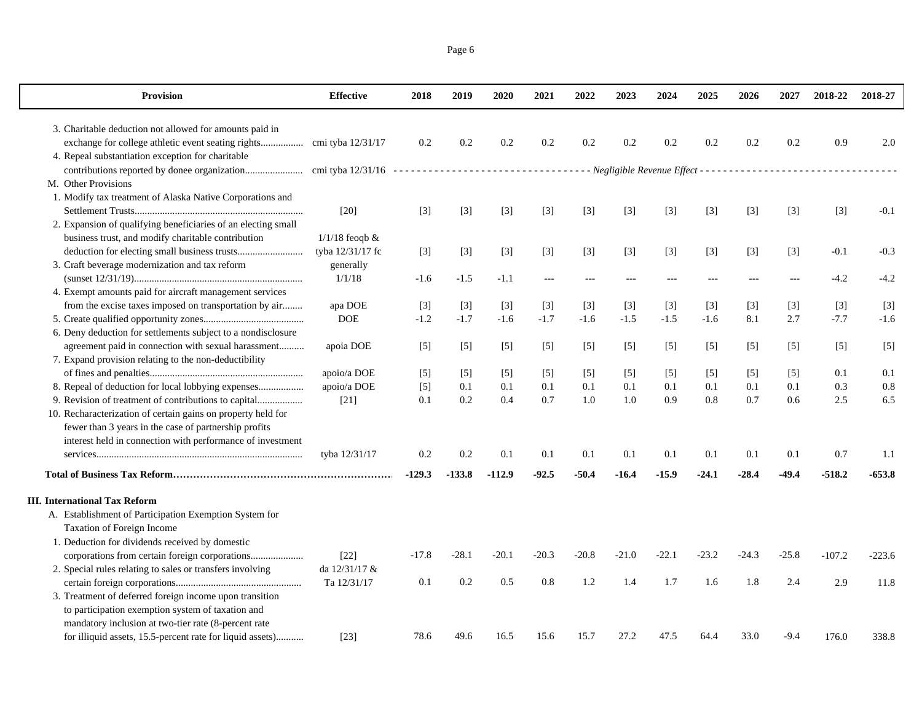| Provision | Effective | 2018 | 2019 | 2020 | 2021 | 2022 | 2023 | 2024 | 2025 | 2026 | 2027 | 2018-22 | 2018-27 |
|---|---|---|---|---|---|---|---|---|---|---|---|---|---|
| 3. Charitable deduction not allowed for amounts paid in exchange for college athletic event seating rights................. | cmi tyba 12/31/17 | 0.2 | 0.2 | 0.2 | 0.2 | 0.2 | 0.2 | 0.2 | 0.2 | 0.2 | 0.2 | 0.9 | 2.0 |
| 4. Repeal substantiation exception for charitable contributions reported by donee organization....................... | cmi tyba 12/31/16 | - - - - - - - - - - - - - - - - - - - - - - - - - - - - - - - - - - *Negligible Revenue Effect* - - - - - - - - - - - - - - - - - - - - - - - - - - - - - - - - - - | | | | | | | | | | | |
| M. Other Provisions | | | | | | | | | | | | | |
| 1. Modify tax treatment of Alaska Native Corporations and Settlement Trusts................................................................... | [20] | [3] | [3] | [3] | [3] | [3] | [3] | [3] | [3] | [3] | [3] | [3] | -0.1 |
| 2. Expansion of qualifying beneficiaries of an electing small business trust, and modify charitable contribution deduction for electing small business trusts......................... | 1/1/18 feoqb & tyba 12/31/17 fc | [3] | [3] | [3] | [3] | [3] | [3] | [3] | [3] | [3] | [3] | -0.1 | -0.3 |
| 3. Craft beverage modernization and tax reform (sunset 12/31/19)................................................................... | generally 1/1/18 | -1.6 | -1.5 | -1.1 | --- | --- | --- | --- | --- | --- | --- | -4.2 | -4.2 |
| 4. Exempt amounts paid for aircraft management services from the excise taxes imposed on transportation by air........ | apa DOE | [3] | [3] | [3] | [3] | [3] | [3] | [3] | [3] | [3] | [3] | [3] | [3] |
| 5. Create qualified opportunity zones....................................... | DOE | -1.2 | -1.7 | -1.6 | -1.7 | -1.6 | -1.5 | -1.5 | -1.6 | 8.1 | 2.7 | -7.7 | -1.6 |
| 6. Deny deduction for settlements subject to a nondisclosure agreement paid in connection with sexual harassment.......... | apoia DOE | [5] | [5] | [5] | [5] | [5] | [5] | [5] | [5] | [5] | [5] | [5] | [5] |
| 7. Expand provision relating to the non-deductibility of fines and penalties............................................................ | apoio/a DOE | [5] | [5] | [5] | [5] | [5] | [5] | [5] | [5] | [5] | [5] | 0.1 | 0.1 |
| 8. Repeal of deduction for local lobbying expenses.................. | apoio/a DOE | [5] | 0.1 | 0.1 | 0.1 | 0.1 | 0.1 | 0.1 | 0.1 | 0.1 | 0.1 | 0.3 | 0.8 |
| 9. Revision of treatment of contributions to capital.................. | [21] | 0.1 | 0.2 | 0.4 | 0.7 | 1.0 | 1.0 | 0.9 | 0.8 | 0.7 | 0.6 | 2.5 | 6.5 |
| 10. Recharacterization of certain gains on property held for fewer than 3 years in the case of partnership profits interest held in connection with performance of investment services.................................................................................. | tyba 12/31/17 | 0.2 | 0.2 | 0.1 | 0.1 | 0.1 | 0.1 | 0.1 | 0.1 | 0.1 | 0.1 | 0.7 | 1.1 |
| **Total of Business Tax Reform**.............................................................. | | **-129.3** | **-133.8** | **-112.9** | **-92.5** | **-50.4** | **-16.4** | **-15.9** | **-24.1** | **-28.4** | **-49.4** | **-518.2** | **-653.8** |
| **III. International Tax Reform** | | | | | | | | | | | | | |
| A. Establishment of Participation Exemption System for Taxation of Foreign Income | | | | | | | | | | | | | |
| 1. Deduction for dividends received by domestic corporations from certain foreign corporations..................... | [22] | -17.8 | -28.1 | -20.1 | -20.3 | -20.8 | -21.0 | -22.1 | -23.2 | -24.3 | -25.8 | -107.2 | -223.6 |
| 2. Special rules relating to sales or transfers involving certain foreign corporations.................................................. | da 12/31/17 & Ta 12/31/17 | 0.1 | 0.2 | 0.5 | 0.8 | 1.2 | 1.4 | 1.7 | 1.6 | 1.8 | 2.4 | 2.9 | 11.8 |
| 3. Treatment of deferred foreign income upon transition to participation exemption system of taxation and mandatory inclusion at two-tier rate (8-percent rate for illiquid assets, 15.5-percent rate for liquid assets)........... | [23] | 78.6 | 49.6 | 16.5 | 15.6 | 15.7 | 27.2 | 47.5 | 64.4 | 33.0 | -9.4 | 176.0 | 338.8 |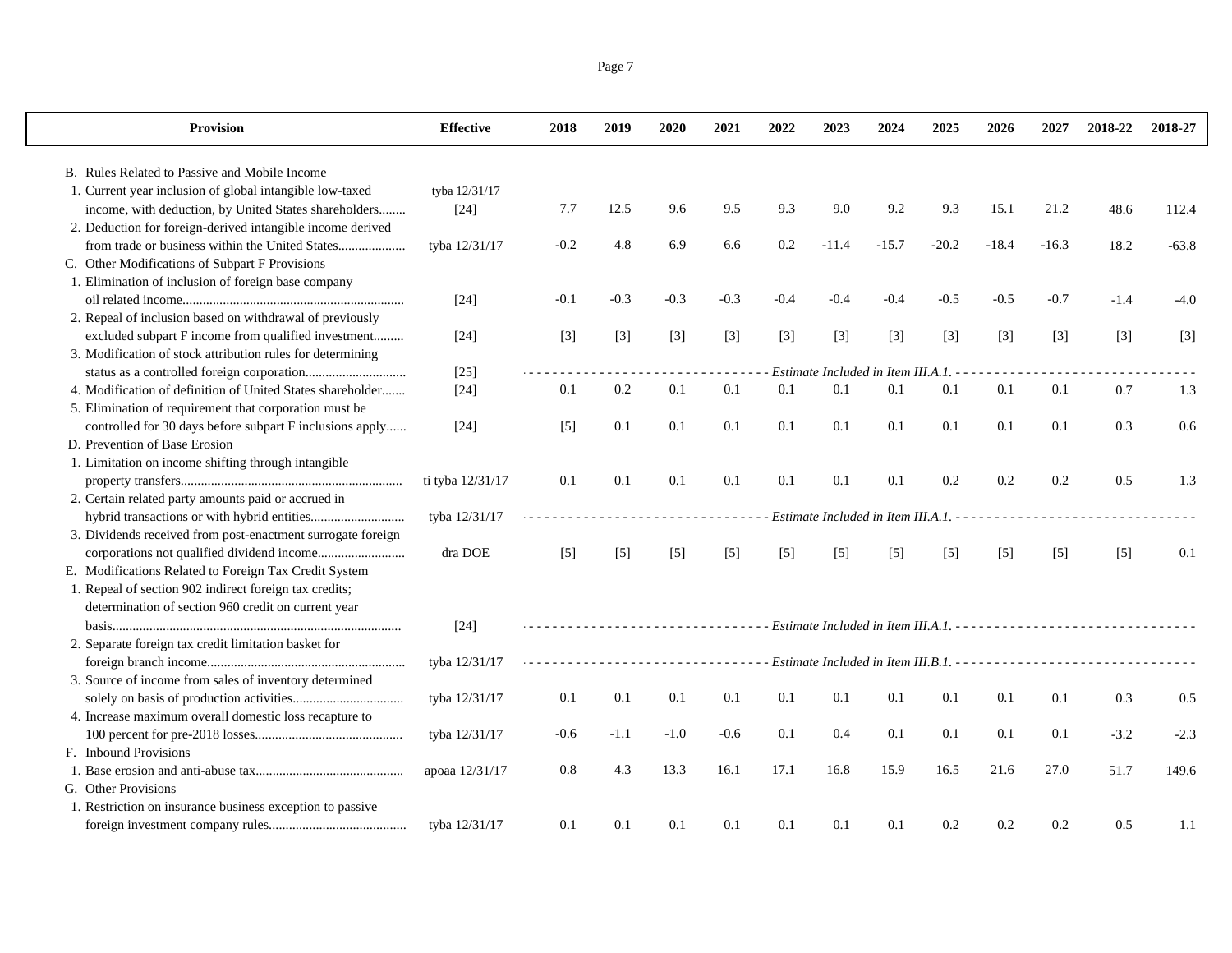| Provision | Effective | 2018 | 2019 | 2020 | 2021 | 2022 | 2023 | 2024 | 2025 | 2026 | 2027 | 2018-22 | 2018-27 |
|---|---|---|---|---|---|---|---|---|---|---|---|---|---|
| B. Rules Related to Passive and Mobile Income | | | | | | | | | | | | | |
| 1. Current year inclusion of global intangible low-taxed income, with deduction, by United States shareholders........ | tyba 12/31/17 [24] | 7.7 | 12.5 | 9.6 | 9.5 | 9.3 | 9.0 | 9.2 | 9.3 | 15.1 | 21.2 | 48.6 | 112.4 |
| 2. Deduction for foreign-derived intangible income derived from trade or business within the United States.................... | tyba 12/31/17 | -0.2 | 4.8 | 6.9 | 6.6 | 0.2 | -11.4 | -15.7 | -20.2 | -18.4 | -16.3 | 18.2 | -63.8 |
| C. Other Modifications of Subpart F Provisions | | | | | | | | | | | | | |
| 1. Elimination of inclusion of foreign base company oil related income................................................................. | [24] | -0.1 | -0.3 | -0.3 | -0.3 | -0.4 | -0.4 | -0.4 | -0.5 | -0.5 | -0.7 | -1.4 | -4.0 |
| 2. Repeal of inclusion based on withdrawal of previously excluded subpart F income from qualified investment......... | [24] | [3] | [3] | [3] | [3] | [3] | [3] | [3] | [3] | [3] | [3] | [3] | [3] |
| 3. Modification of stock attribution rules for determining status as a controlled foreign corporation............................. | [25] | - - - - - Estimate Included in Item III.A.1. - - - - - | | | | | | | | | | | |
| 4. Modification of definition of United States shareholder....... | [24] | 0.1 | 0.2 | 0.1 | 0.1 | 0.1 | 0.1 | 0.1 | 0.1 | 0.1 | 0.1 | 0.7 | 1.3 |
| 5. Elimination of requirement that corporation must be controlled for 30 days before subpart F inclusions apply...... | [24] | [5] | 0.1 | 0.1 | 0.1 | 0.1 | 0.1 | 0.1 | 0.1 | 0.1 | 0.1 | 0.3 | 0.6 |
| D. Prevention of Base Erosion | | | | | | | | | | | | | |
| 1. Limitation on income shifting through intangible property transfers................................................................. | ti tyba 12/31/17 | 0.1 | 0.1 | 0.1 | 0.1 | 0.1 | 0.1 | 0.1 | 0.2 | 0.2 | 0.2 | 0.5 | 1.3 |
| 2. Certain related party amounts paid or accrued in hybrid transactions or with hybrid entities........................... | tyba 12/31/17 | - - - - - Estimate Included in Item III.A.1. - - - - - | | | | | | | | | | | |
| 3. Dividends received from post-enactment surrogate foreign corporations not qualified dividend income.......................... | dra DOE | [5] | [5] | [5] | [5] | [5] | [5] | [5] | [5] | [5] | [5] | [5] | 0.1 |
| E. Modifications Related to Foreign Tax Credit System | | | | | | | | | | | | | |
| 1. Repeal of section 902 indirect foreign tax credits; determination of section 960 credit on current year basis..................................................................................... | [24] | - - - - - Estimate Included in Item III.A.1. - - - - - | | | | | | | | | | | |
| 2. Separate foreign tax credit limitation basket for foreign branch income.......................................................... | tyba 12/31/17 | - - - - - Estimate Included in Item III.B.1. - - - - - | | | | | | | | | | | |
| 3. Source of income from sales of inventory determined solely on basis of production activities................................. | tyba 12/31/17 | 0.1 | 0.1 | 0.1 | 0.1 | 0.1 | 0.1 | 0.1 | 0.1 | 0.1 | 0.1 | 0.3 | 0.5 |
| 4. Increase maximum overall domestic loss recapture to 100 percent for pre-2018 losses........................................... | tyba 12/31/17 | -0.6 | -1.1 | -1.0 | -0.6 | 0.1 | 0.4 | 0.1 | 0.1 | 0.1 | 0.1 | -3.2 | -2.3 |
| F. Inbound Provisions | | | | | | | | | | | | | |
| 1. Base erosion and anti-abuse tax........................................... | apoaa 12/31/17 | 0.8 | 4.3 | 13.3 | 16.1 | 17.1 | 16.8 | 15.9 | 16.5 | 21.6 | 27.0 | 51.7 | 149.6 |
| G. Other Provisions | | | | | | | | | | | | | |
| 1. Restriction on insurance business exception to passive foreign investment company rules........................................ | tyba 12/31/17 | 0.1 | 0.1 | 0.1 | 0.1 | 0.1 | 0.1 | 0.1 | 0.2 | 0.2 | 0.2 | 0.5 | 1.1 |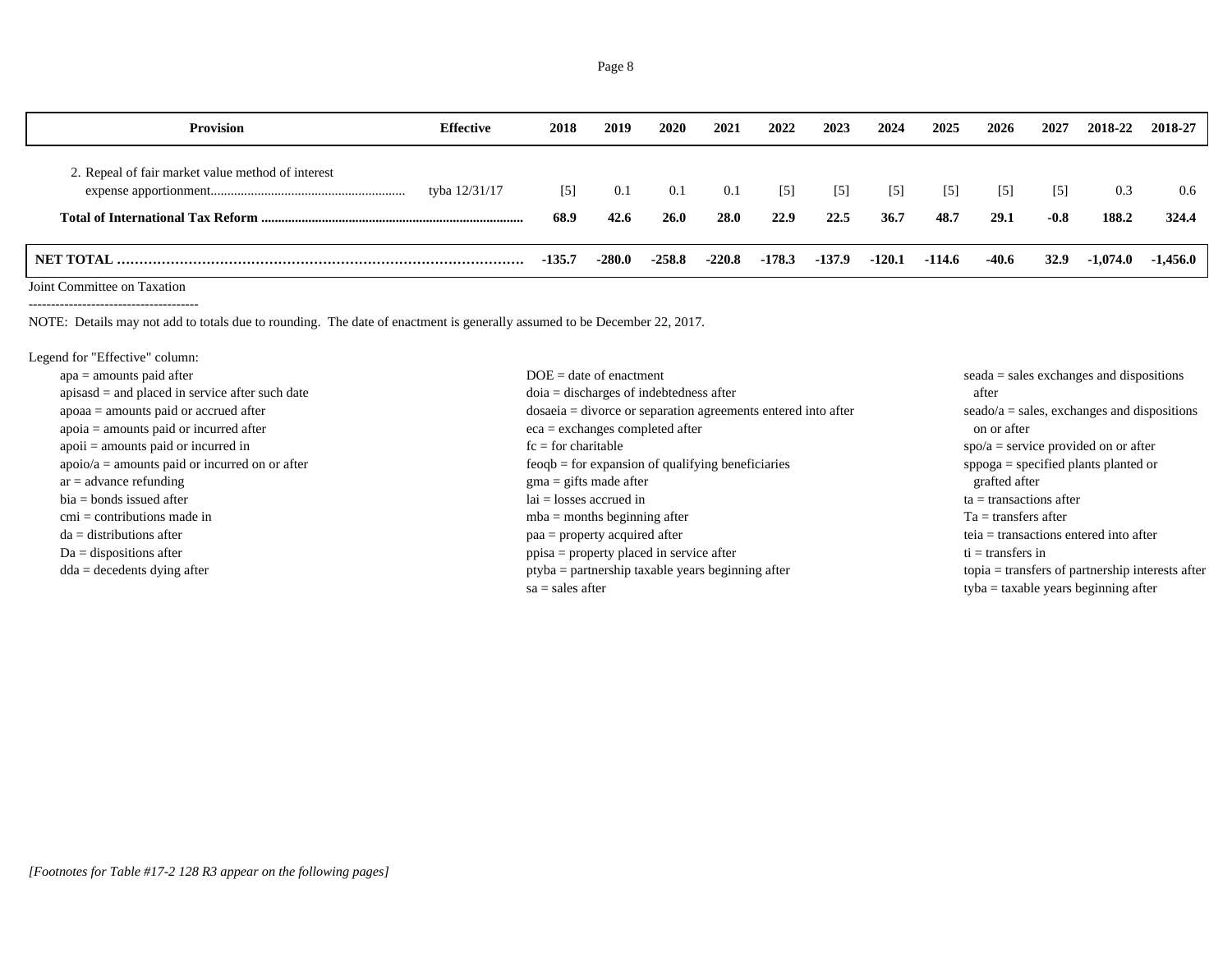| Provision | Effective | 2018 | 2019 | 2020 | 2021 | 2022 | 2023 | 2024 | 2025 | 2026 | 2027 | 2018-22 | 2018-27 |
|---|---|---|---|---|---|---|---|---|---|---|---|---|---|
| 2. Repeal of fair market value method of interest expense apportionment......................................................... | tyba 12/31/17 | [5] | 0.1 | 0.1 | 0.1 | [5] | [5] | [5] | [5] | [5] | [5] | 0.3 | 0.6 |
| **Total of International Tax Reform ............................................................................** | | **68.9** | **42.6** | **26.0** | **28.0** | **22.9** | **22.5** | **36.7** | **48.7** | **29.1** | **-0.8** | **188.2** | **324.4** |
| **NET TOTAL ………………………………………………………………………………** | | **-135.7** | **-280.0** | **-258.8** | **-220.8** | **-178.3** | **-137.9** | **-120.1** | **-114.6** | **-40.6** | **32.9** | **-1,074.0** | **-1,456.0** |

Joint Committee on Taxation

--------------------------------------

NOTE: Details may not add to totals due to rounding. The date of enactment is generally assumed to be December 22, 2017.

Legend for "Effective" column:

- apa = amounts paid after
- apisasd = and placed in service after such date
- apoaa = amounts paid or accrued after
- apoia = amounts paid or incurred after
- apoii = amounts paid or incurred in
- apoio/a = amounts paid or incurred on or after
- ar = advance refunding
- bia = bonds issued after
- cmi = contributions made in
- da = distributions after
- Da = dispositions after
- dda = decedents dying after
- DOE = date of enactment
- doia = discharges of indebtedness after
- dosaeia = divorce or separation agreements entered into after
- eca = exchanges completed after
- fc = for charitable
- feoqb = for expansion of qualifying beneficiaries
- gma = gifts made after
- lai = losses accrued in
- mba = months beginning after
- paa = property acquired after
- ppisa = property placed in service after
- ptyba = partnership taxable years beginning after
- sa = sales after
- seada = sales exchanges and dispositions after
- seado/a = sales, exchanges and dispositions on or after
- spo/a = service provided on or after
- sppoga = specified plants planted or grafted after
- ta = transactions after
- Ta = transfers after
- teia = transactions entered into after
- ti = transfers in
- topia = transfers of partnership interests after
- tyba = taxable years beginning after

*[Footnotes for Table #17-2 128 R3 appear on the following pages]*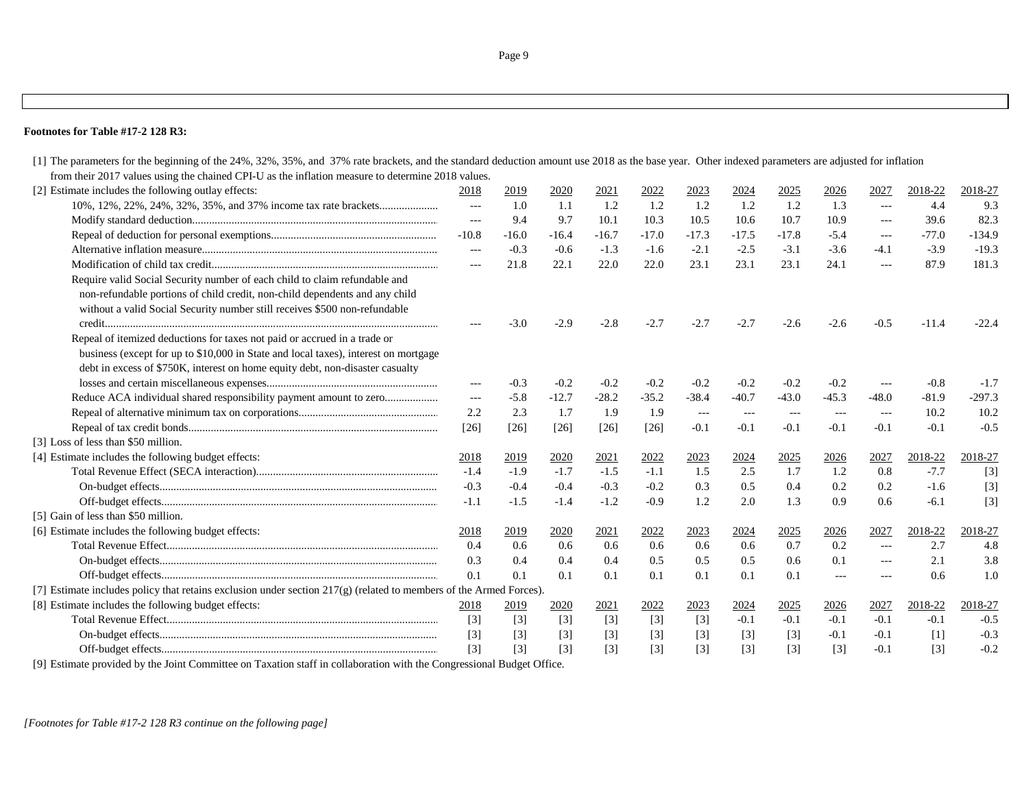**Footnotes for Table #17-2 128 R3:**

[1] The parameters for the beginning of the 24%, 32%, 35%, and 37% rate brackets, and the standard deduction amount use 2018 as the base year. Other indexed parameters are adjusted for inflation from their 2017 values using the chained CPI-U as the inflation measure to determine 2018 values.

[2] Estimate includes the following outlay effects:

| | 2018 | 2019 | 2020 | 2021 | 2022 | 2023 | 2024 | 2025 | 2026 | 2027 | 2018-22 | 2018-27 |
|---|---|---|---|---|---|---|---|---|---|---|---|---|
| 10%, 12%, 22%, 24%, 32%, 35%, and 37% income tax rate brackets | --- | 1.0 | 1.1 | 1.2 | 1.2 | 1.2 | 1.2 | 1.2 | 1.3 | --- | 4.4 | 9.3 |
| Modify standard deduction | --- | 9.4 | 9.7 | 10.1 | 10.3 | 10.5 | 10.6 | 10.7 | 10.9 | --- | 39.6 | 82.3 |
| Repeal of deduction for personal exemptions | -10.8 | -16.0 | -16.4 | -16.7 | -17.0 | -17.3 | -17.5 | -17.8 | -5.4 | --- | -77.0 | -134.9 |
| Alternative inflation measure | --- | -0.3 | -0.6 | -1.3 | -1.6 | -2.1 | -2.5 | -3.1 | -3.6 | -4.1 | -3.9 | -19.3 |
| Modification of child tax credit | --- | 21.8 | 22.1 | 22.0 | 22.0 | 23.1 | 23.1 | 23.1 | 24.1 | --- | 87.9 | 181.3 |
| Require valid Social Security number of each child to claim refundable and non-refundable portions of child credit, non-child dependents and any child without a valid Social Security number still receives $500 non-refundable credit | --- | -3.0 | -2.9 | -2.8 | -2.7 | -2.7 | -2.7 | -2.6 | -2.6 | -0.5 | -11.4 | -22.4 |
| Repeal of itemized deductions for taxes not paid or accrued in a trade or business (except for up to $10,000 in State and local taxes), interest on mortgage debt in excess of $750K, interest on home equity debt, non-disaster casualty losses and certain miscellaneous expenses | --- | -0.3 | -0.2 | -0.2 | -0.2 | -0.2 | -0.2 | -0.2 | -0.2 | --- | -0.8 | -1.7 |
| Reduce ACA individual shared responsibility payment amount to zero | --- | -5.8 | -12.7 | -28.2 | -35.2 | -38.4 | -40.7 | -43.0 | -45.3 | -48.0 | -81.9 | -297.3 |
| Repeal of alternative minimum tax on corporations | 2.2 | 2.3 | 1.7 | 1.9 | 1.9 | --- | --- | --- | --- | --- | 10.2 | 10.2 |
| Repeal of tax credit bonds | [26] | [26] | [26] | [26] | [26] | -0.1 | -0.1 | -0.1 | -0.1 | -0.1 | -0.1 | -0.5 |

[3] Loss of less than $50 million.

[4] Estimate includes the following budget effects:

| | 2018 | 2019 | 2020 | 2021 | 2022 | 2023 | 2024 | 2025 | 2026 | 2027 | 2018-22 | 2018-27 |
|---|---|---|---|---|---|---|---|---|---|---|---|---|
| Total Revenue Effect (SECA interaction) | -1.4 | -1.9 | -1.7 | -1.5 | -1.1 | 1.5 | 2.5 | 1.7 | 1.2 | 0.8 | -7.7 | [3] |
| On-budget effects | -0.3 | -0.4 | -0.4 | -0.3 | -0.2 | 0.3 | 0.5 | 0.4 | 0.2 | 0.2 | -1.6 | [3] |
| Off-budget effects | -1.1 | -1.5 | -1.4 | -1.2 | -0.9 | 1.2 | 2.0 | 1.3 | 0.9 | 0.6 | -6.1 | [3] |

[5] Gain of less than $50 million.

[6] Estimate includes the following budget effects:

| | 2018 | 2019 | 2020 | 2021 | 2022 | 2023 | 2024 | 2025 | 2026 | 2027 | 2018-22 | 2018-27 |
|---|---|---|---|---|---|---|---|---|---|---|---|---|
| Total Revenue Effect | 0.4 | 0.6 | 0.6 | 0.6 | 0.6 | 0.6 | 0.6 | 0.7 | 0.2 | --- | 2.7 | 4.8 |
| On-budget effects | 0.3 | 0.4 | 0.4 | 0.4 | 0.5 | 0.5 | 0.5 | 0.6 | 0.1 | --- | 2.1 | 3.8 |
| Off-budget effects | 0.1 | 0.1 | 0.1 | 0.1 | 0.1 | 0.1 | 0.1 | 0.1 | --- | --- | 0.6 | 1.0 |

[7] Estimate includes policy that retains exclusion under section 217(g) (related to members of the Armed Forces).

[8] Estimate includes the following budget effects:

| | 2018 | 2019 | 2020 | 2021 | 2022 | 2023 | 2024 | 2025 | 2026 | 2027 | 2018-22 | 2018-27 |
|---|---|---|---|---|---|---|---|---|---|---|---|---|
| Total Revenue Effect | [3] | [3] | [3] | [3] | [3] | [3] | -0.1 | -0.1 | -0.1 | -0.1 | -0.1 | -0.5 |
| On-budget effects | [3] | [3] | [3] | [3] | [3] | [3] | [3] | [3] | -0.1 | -0.1 | [1] | -0.3 |
| Off-budget effects | [3] | [3] | [3] | [3] | [3] | [3] | [3] | [3] | [3] | -0.1 | [3] | -0.2 |

[9] Estimate provided by the Joint Committee on Taxation staff in collaboration with the Congressional Budget Office.

*[Footnotes for Table #17-2 128 R3 continue on the following page]*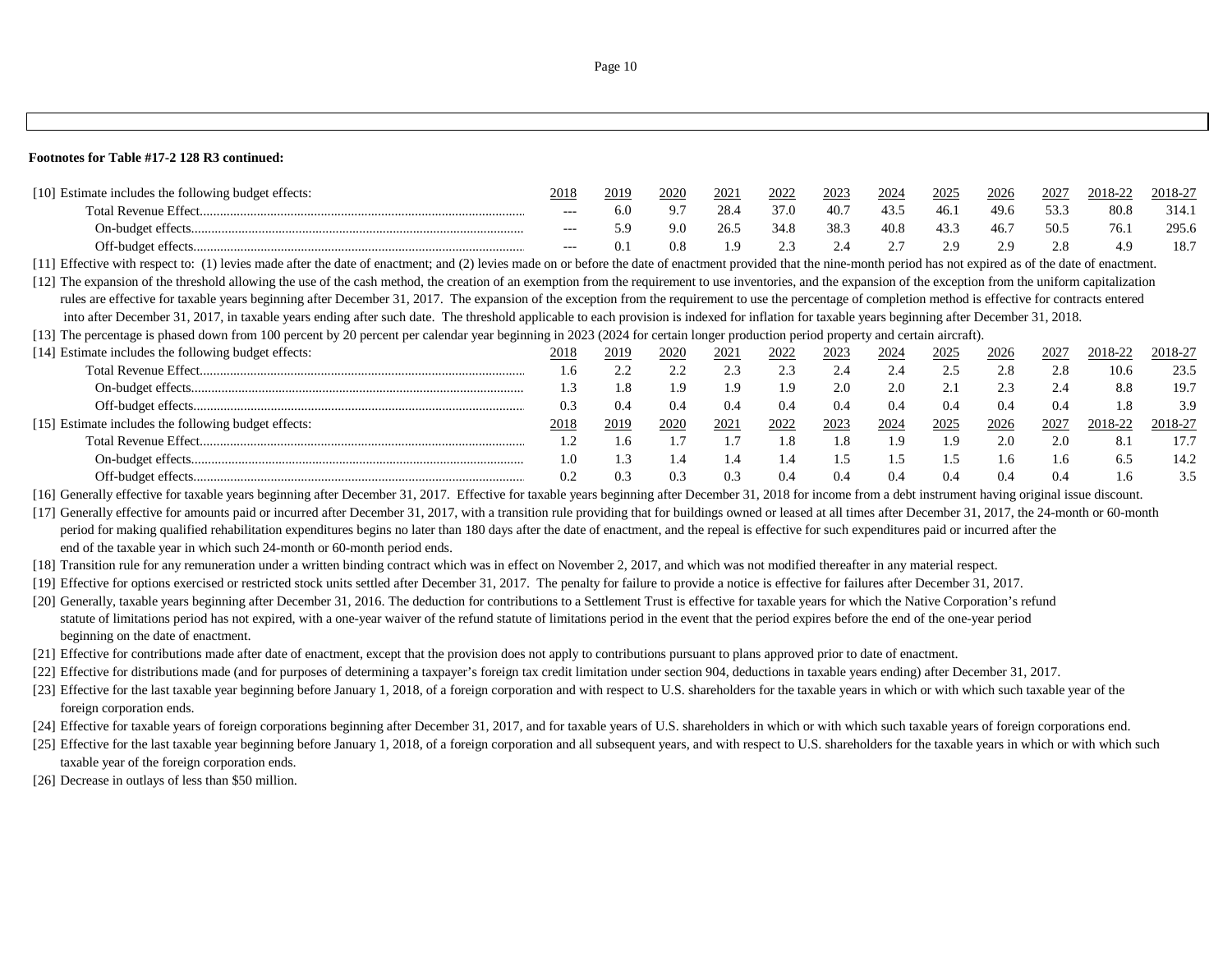**Footnotes for Table #17-2 128 R3 continued:**

[10] Estimate includes the following budget effects:

| | 2018 | 2019 | 2020 | 2021 | 2022 | 2023 | 2024 | 2025 | 2026 | 2027 | 2018-22 | 2018-27 |
|---|---|---|---|---|---|---|---|---|---|---|---|---|
| Total Revenue Effect | --- | 6.0 | 9.7 | 28.4 | 37.0 | 40.7 | 43.5 | 46.1 | 49.6 | 53.3 | 80.8 | 314.1 |
| On-budget effects | --- | 5.9 | 9.0 | 26.5 | 34.8 | 38.3 | 40.8 | 43.3 | 46.7 | 50.5 | 76.1 | 295.6 |
| Off-budget effects | --- | 0.1 | 0.8 | 1.9 | 2.3 | 2.4 | 2.7 | 2.9 | 2.9 | 2.8 | 4.9 | 18.7 |

[11] Effective with respect to: (1) levies made after the date of enactment; and (2) levies made on or before the date of enactment provided that the nine-month period has not expired as of the date of enactment.

[12] The expansion of the threshold allowing the use of the cash method, the creation of an exemption from the requirement to use inventories, and the expansion of the exception from the uniform capitalization rules are effective for taxable years beginning after December 31, 2017. The expansion of the exception from the requirement to use the percentage of completion method is effective for contracts entered into after December 31, 2017, in taxable years ending after such date. The threshold applicable to each provision is indexed for inflation for taxable years beginning after December 31, 2018.

[13] The percentage is phased down from 100 percent by 20 percent per calendar year beginning in 2023 (2024 for certain longer production period property and certain aircraft).

[14] Estimate includes the following budget effects:

| | 2018 | 2019 | 2020 | 2021 | 2022 | 2023 | 2024 | 2025 | 2026 | 2027 | 2018-22 | 2018-27 |
|---|---|---|---|---|---|---|---|---|---|---|---|---|
| Total Revenue Effect | 1.6 | 2.2 | 2.2 | 2.3 | 2.3 | 2.4 | 2.4 | 2.5 | 2.8 | 2.8 | 10.6 | 23.5 |
| On-budget effects | 1.3 | 1.8 | 1.9 | 1.9 | 1.9 | 2.0 | 2.0 | 2.1 | 2.3 | 2.4 | 8.8 | 19.7 |
| Off-budget effects | 0.3 | 0.4 | 0.4 | 0.4 | 0.4 | 0.4 | 0.4 | 0.4 | 0.4 | 0.4 | 1.8 | 3.9 |

[15] Estimate includes the following budget effects:

| | 2018 | 2019 | 2020 | 2021 | 2022 | 2023 | 2024 | 2025 | 2026 | 2027 | 2018-22 | 2018-27 |
|---|---|---|---|---|---|---|---|---|---|---|---|---|
| Total Revenue Effect | 1.2 | 1.6 | 1.7 | 1.7 | 1.8 | 1.8 | 1.9 | 1.9 | 2.0 | 2.0 | 8.1 | 17.7 |
| On-budget effects | 1.0 | 1.3 | 1.4 | 1.4 | 1.4 | 1.5 | 1.5 | 1.5 | 1.6 | 1.6 | 6.5 | 14.2 |
| Off-budget effects | 0.2 | 0.3 | 0.3 | 0.3 | 0.4 | 0.4 | 0.4 | 0.4 | 0.4 | 0.4 | 1.6 | 3.5 |

[16] Generally effective for taxable years beginning after December 31, 2017. Effective for taxable years beginning after December 31, 2018 for income from a debt instrument having original issue discount.

[17] Generally effective for amounts paid or incurred after December 31, 2017, with a transition rule providing that for buildings owned or leased at all times after December 31, 2017, the 24-month or 60-month period for making qualified rehabilitation expenditures begins no later than 180 days after the date of enactment, and the repeal is effective for such expenditures paid or incurred after the end of the taxable year in which such 24-month or 60-month period ends.

[18] Transition rule for any remuneration under a written binding contract which was in effect on November 2, 2017, and which was not modified thereafter in any material respect.

[19] Effective for options exercised or restricted stock units settled after December 31, 2017. The penalty for failure to provide a notice is effective for failures after December 31, 2017.

[20] Generally, taxable years beginning after December 31, 2016. The deduction for contributions to a Settlement Trust is effective for taxable years for which the Native Corporation's refund statute of limitations period has not expired, with a one-year waiver of the refund statute of limitations period in the event that the period expires before the end of the one-year period beginning on the date of enactment.

[21] Effective for contributions made after date of enactment, except that the provision does not apply to contributions pursuant to plans approved prior to date of enactment.

[22] Effective for distributions made (and for purposes of determining a taxpayer's foreign tax credit limitation under section 904, deductions in taxable years ending) after December 31, 2017.

[23] Effective for the last taxable year beginning before January 1, 2018, of a foreign corporation and with respect to U.S. shareholders for the taxable years in which or with which such taxable year of the foreign corporation ends.

[24] Effective for taxable years of foreign corporations beginning after December 31, 2017, and for taxable years of U.S. shareholders in which or with which such taxable years of foreign corporations end.

[25] Effective for the last taxable year beginning before January 1, 2018, of a foreign corporation and all subsequent years, and with respect to U.S. shareholders for the taxable years in which or with which such taxable year of the foreign corporation ends.

[26] Decrease in outlays of less than $50 million.